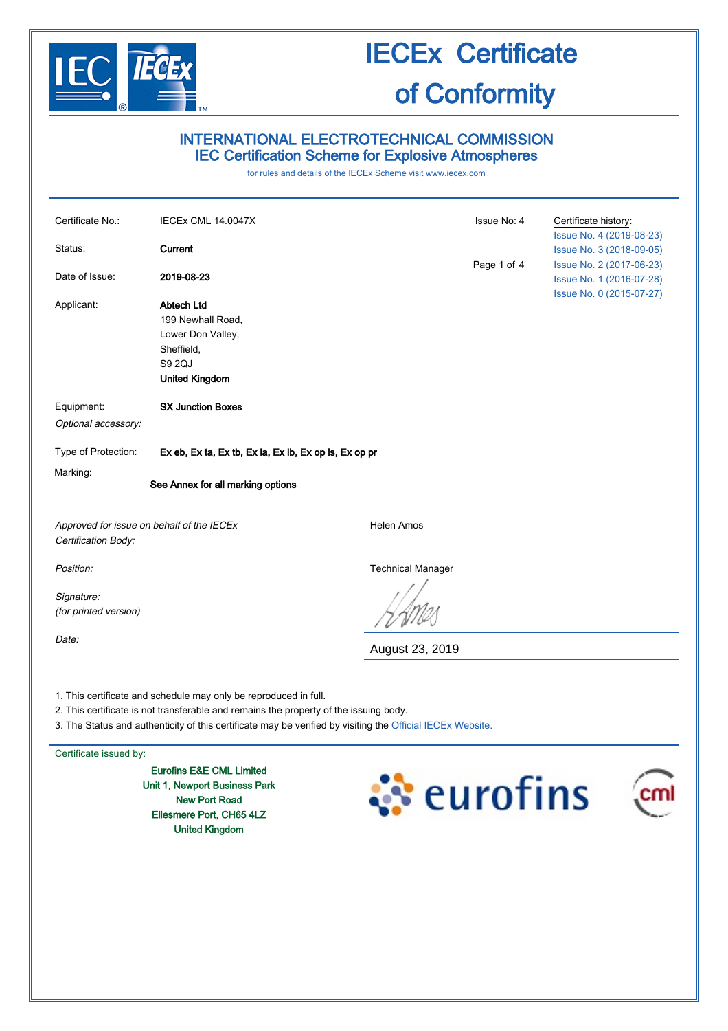# IECEx Certificate of Conformity

## INTERNATIONAL ELECTROTECHNICAL COMMISSION
## IEC Certification Scheme for Explosive Atmospheres

for rules and details of the IECEx Scheme visit www.iecex.com

| | | | |
|---|---|---|---|
| Certificate No.: | IECEx CML 14.0047X | Issue No: 4 | Certificate history: |
| | | | Issue No. 4 (2019-08-23) |
| Status: | **Current** | | Issue No. 3 (2018-09-05) |
| | | | Issue No. 2 (2017-06-23) |
| Date of Issue: | **2019-08-23** | | Issue No. 1 (2016-07-28) |
| | | | Issue No. 0 (2015-07-27) |

Applicant: **Abtech Ltd**
199 Newhall Road,
Lower Don Valley,
Sheffield,
S9 2QJ
**United Kingdom**

Equipment: **SX Junction Boxes**

*Optional accessory:*

Type of Protection: **Ex eb, Ex ta, Ex tb, Ex ia, Ex ib, Ex op is, Ex op pr**

Marking: **See Annex for all marking options**

*Approved for issue on behalf of the IECEx Certification Body:* Helen Amos

*Position:* Technical Manager

*Signature: (for printed version)*

*Date:* August 23, 2019

1. This certificate and schedule may only be reproduced in full.
2. This certificate is not transferable and remains the property of the issuing body.
3. The Status and authenticity of this certificate may be verified by visiting the Official IECEx Website.

Certificate issued by:

**Eurofins E&E CML Limited**
**Unit 1, Newport Business Park**
**New Port Road**
**Ellesmere Port, CH65 4LZ**
**United Kingdom**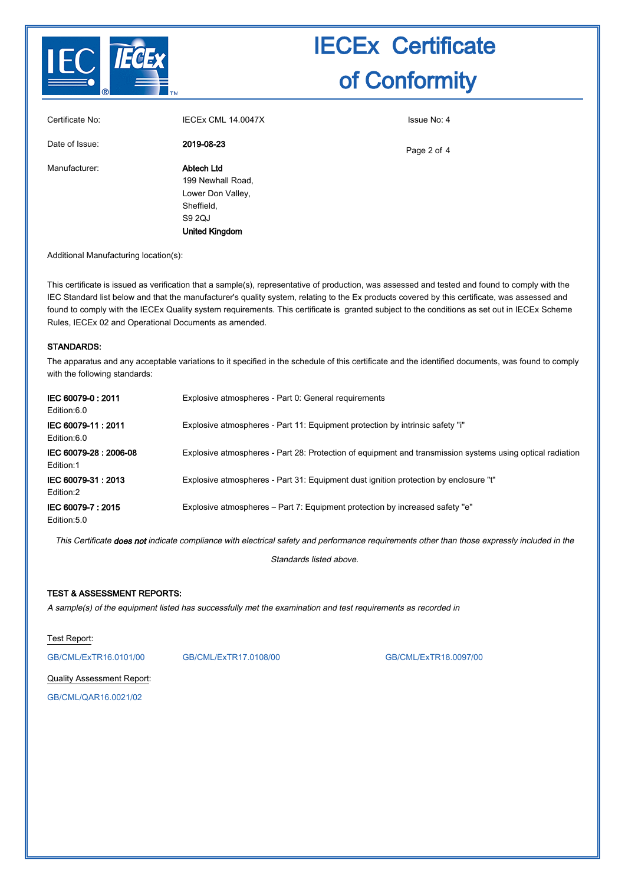# IECEx Certificate of Conformity

| | | |
|---|---|---|
| Certificate No: | IECEx CML 14.0047X | Issue No: 4 |
| Date of Issue: | **2019-08-23** | |
| Manufacturer: | **Abtech Ltd**<br>199 Newhall Road,<br>Lower Don Valley,<br>Sheffield,<br>S9 2QJ<br>**United Kingdom** | |

Additional Manufacturing location(s):

This certificate is issued as verification that a sample(s), representative of production, was assessed and tested and found to comply with the IEC Standard list below and that the manufacturer's quality system, relating to the Ex products covered by this certificate, was assessed and found to comply with the IECEx Quality system requirements. This certificate is granted subject to the conditions as set out in IECEx Scheme Rules, IECEx 02 and Operational Documents as amended.

## STANDARDS:

The apparatus and any acceptable variations to it specified in the schedule of this certificate and the identified documents, was found to comply with the following standards:

| | |
|---|---|
| **IEC 60079-0 : 2011**<br>Edition:6.0 | Explosive atmospheres - Part 0: General requirements |
| **IEC 60079-11 : 2011**<br>Edition:6.0 | Explosive atmospheres - Part 11: Equipment protection by intrinsic safety "i" |
| **IEC 60079-28 : 2006-08**<br>Edition:1 | Explosive atmospheres - Part 28: Protection of equipment and transmission systems using optical radiation |
| **IEC 60079-31 : 2013**<br>Edition:2 | Explosive atmospheres - Part 31: Equipment dust ignition protection by enclosure "t" |
| **IEC 60079-7 : 2015**<br>Edition:5.0 | Explosive atmospheres – Part 7: Equipment protection by increased safety "e" |

*This Certificate **does not** indicate compliance with electrical safety and performance requirements other than those expressly included in the Standards listed above.*

## TEST & ASSESSMENT REPORTS:

*A sample(s) of the equipment listed has successfully met the examination and test requirements as recorded in*

Test Report:

GB/CML/ExTR16.0101/00 GB/CML/ExTR17.0108/00 GB/CML/ExTR18.0097/00

Quality Assessment Report:

GB/CML/QAR16.0021/02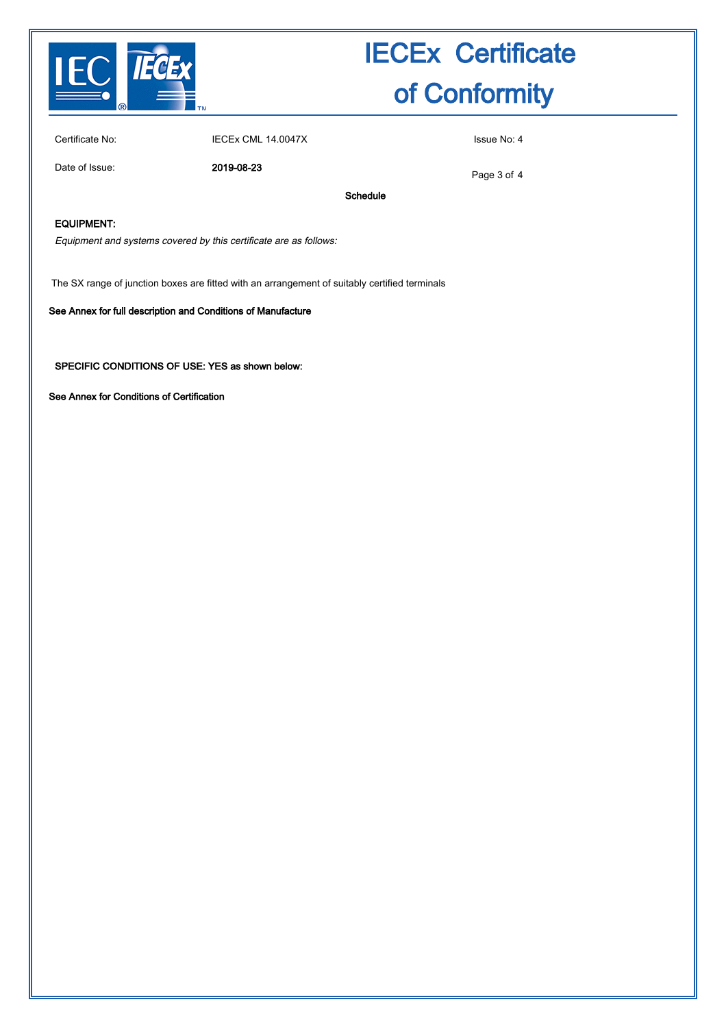# IECEx Certificate of Conformity

| | | |
|---|---|---|
| Certificate No: | IECEx CML 14.0047X | Issue No: 4 |
| Date of Issue: | **2019-08-23** | |

**Schedule**

**EQUIPMENT:**

*Equipment and systems covered by this certificate are as follows:*

The SX range of junction boxes are fitted with an arrangement of suitably certified terminals

**See Annex for full description and Conditions of Manufacture**

**SPECIFIC CONDITIONS OF USE: YES as shown below:**

**See Annex for Conditions of Certification**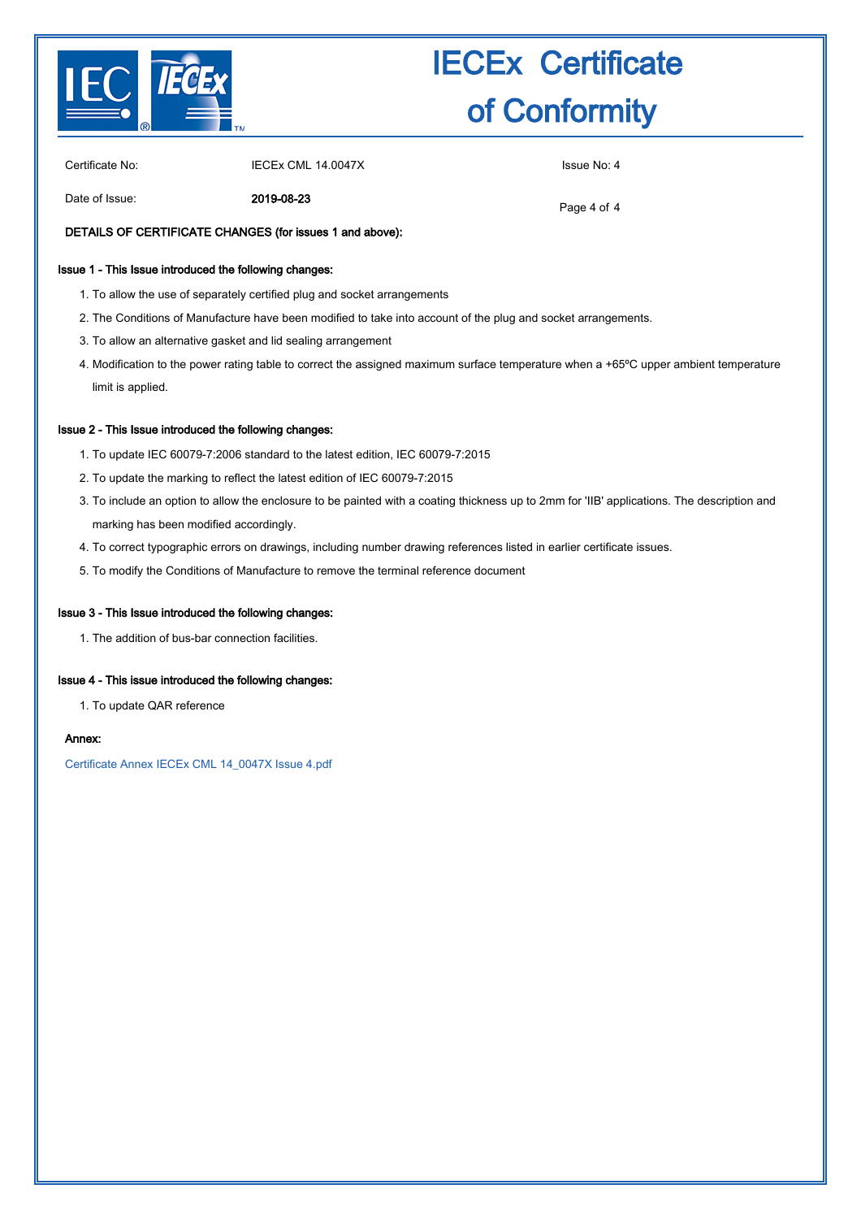# IECEx Certificate of Conformity

| | | |
|---|---|---|
| Certificate No: | IECEx CML 14.0047X | Issue No: 4 |
| Date of Issue: | **2019-08-23** | |

**DETAILS OF CERTIFICATE CHANGES (for issues 1 and above):**

**Issue 1 - This Issue introduced the following changes:**

1. To allow the use of separately certified plug and socket arrangements
2. The Conditions of Manufacture have been modified to take into account of the plug and socket arrangements.
3. To allow an alternative gasket and lid sealing arrangement
4. Modification to the power rating table to correct the assigned maximum surface temperature when a +65ºC upper ambient temperature limit is applied.

**Issue 2 - This Issue introduced the following changes:**

1. To update IEC 60079-7:2006 standard to the latest edition, IEC 60079-7:2015
2. To update the marking to reflect the latest edition of IEC 60079-7:2015
3. To include an option to allow the enclosure to be painted with a coating thickness up to 2mm for 'IIB' applications. The description and marking has been modified accordingly.
4. To correct typographic errors on drawings, including number drawing references listed in earlier certificate issues.
5. To modify the Conditions of Manufacture to remove the terminal reference document

**Issue 3 - This Issue introduced the following changes:**

1. The addition of bus-bar connection facilities.

**Issue 4 - This issue introduced the following changes:**

1. To update QAR reference

**Annex:**

Certificate Annex IECEx CML 14_0047X Issue 4.pdf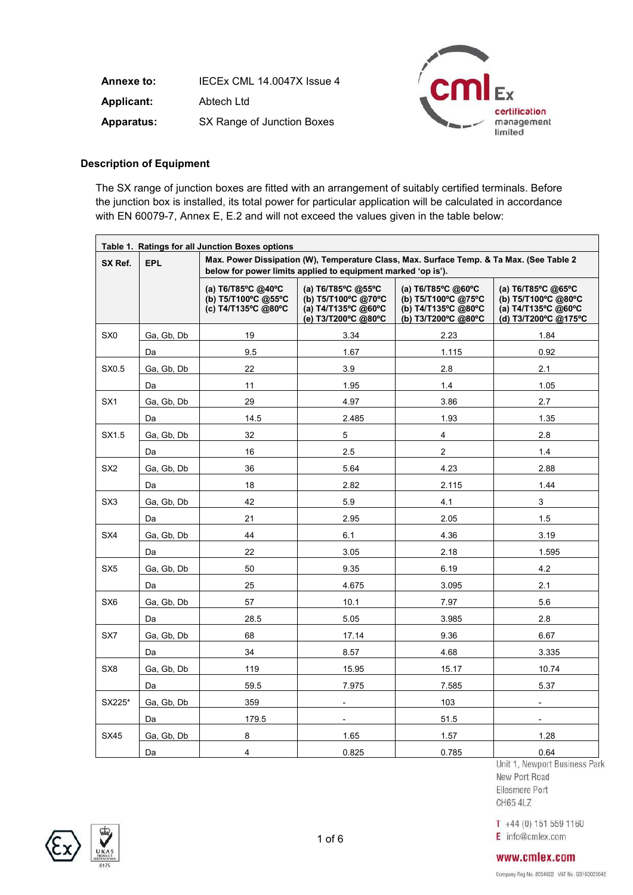**Annexe to:** IECEx CML 14.0047X Issue 4

**Applicant:** Abtech Ltd

**Apparatus:** SX Range of Junction Boxes

### Description of Equipment

The SX range of junction boxes are fitted with an arrangement of suitably certified terminals. Before the junction box is installed, its total power for particular application will be calculated in accordance with EN 60079-7, Annex E, E.2 and will not exceed the values given in the table below:

**Table 1. Ratings for all Junction Boxes options**

| SX Ref. | EPL | Max. Power Dissipation (W), Temperature Class, Max. Surface Temp. & Ta Max. (See Table 2 below for power limits applied to equipment marked 'op is'). | | | |
|---|---|---|---|---|---|
| | | (a) T6/T85ºC @40ºC<br>(b) T5/T100ºC @55ºC<br>(c) T4/T135ºC @80ºC | (a) T6/T85ºC @55ºC<br>(b) T5/T100ºC @70ºC<br>(a) T4/T135ºC @60ºC<br>(e) T3/T200ºC @80ºC | (a) T6/T85ºC @60ºC<br>(b) T5/T100ºC @75ºC<br>(b) T4/T135ºC @80ºC<br>(b) T3/T200ºC @80ºC | (a) T6/T85ºC @65ºC<br>(b) T5/T100ºC @80ºC<br>(a) T4/T135ºC @60ºC<br>(d) T3/T200ºC @175ºC |
| SX0 | Ga, Gb, Db | 19 | 3.34 | 2.23 | 1.84 |
| | Da | 9.5 | 1.67 | 1.115 | 0.92 |
| SX0.5 | Ga, Gb, Db | 22 | 3.9 | 2.8 | 2.1 |
| | Da | 11 | 1.95 | 1.4 | 1.05 |
| SX1 | Ga, Gb, Db | 29 | 4.97 | 3.86 | 2.7 |
| | Da | 14.5 | 2.485 | 1.93 | 1.35 |
| SX1.5 | Ga, Gb, Db | 32 | 5 | 4 | 2.8 |
| | Da | 16 | 2.5 | 2 | 1.4 |
| SX2 | Ga, Gb, Db | 36 | 5.64 | 4.23 | 2.88 |
| | Da | 18 | 2.82 | 2.115 | 1.44 |
| SX3 | Ga, Gb, Db | 42 | 5.9 | 4.1 | 3 |
| | Da | 21 | 2.95 | 2.05 | 1.5 |
| SX4 | Ga, Gb, Db | 44 | 6.1 | 4.36 | 3.19 |
| | Da | 22 | 3.05 | 2.18 | 1.595 |
| SX5 | Ga, Gb, Db | 50 | 9.35 | 6.19 | 4.2 |
| | Da | 25 | 4.675 | 3.095 | 2.1 |
| SX6 | Ga, Gb, Db | 57 | 10.1 | 7.97 | 5.6 |
| | Da | 28.5 | 5.05 | 3.985 | 2.8 |
| SX7 | Ga, Gb, Db | 68 | 17.14 | 9.36 | 6.67 |
| | Da | 34 | 8.57 | 4.68 | 3.335 |
| SX8 | Ga, Gb, Db | 119 | 15.95 | 15.17 | 10.74 |
| | Da | 59.5 | 7.975 | 7.585 | 5.37 |
| SX225* | Ga, Gb, Db | 359 | - | 103 | - |
| | Da | 179.5 | - | 51.5 | - |
| SX45 | Ga, Gb, Db | 8 | 1.65 | 1.57 | 1.28 |
| | Da | 4 | 0.825 | 0.785 | 0.64 |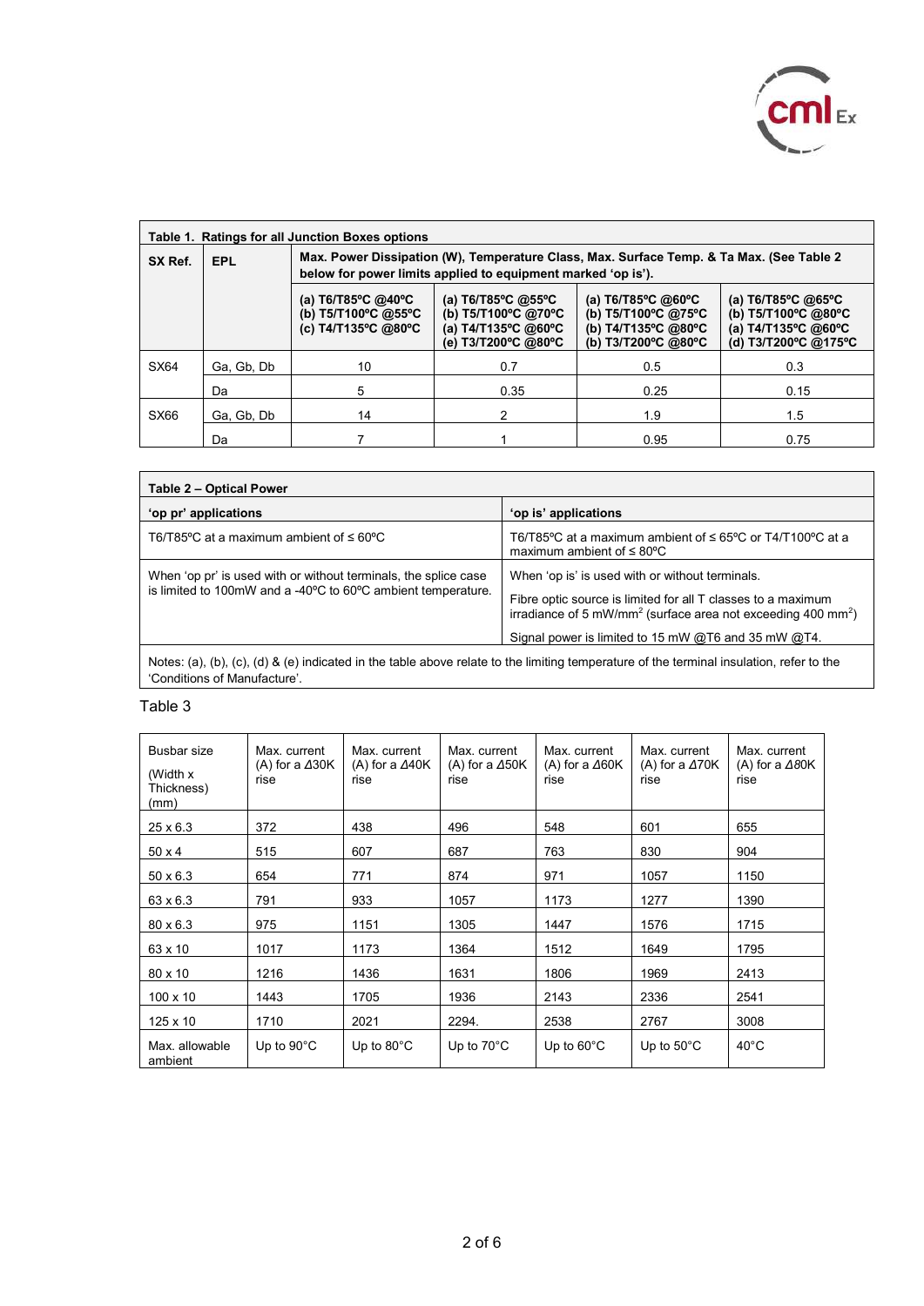| Table 1. Ratings for all Junction Boxes options | | | | | |
|---|---|---|---|---|---|
| **SX Ref.** | **EPL** | **Max. Power Dissipation (W), Temperature Class, Max. Surface Temp. & Ta Max. (See Table 2 below for power limits applied to equipment marked 'op is').** | | | |
| | | **(a) T6/T85ºC @40ºC (b) T5/T100ºC @55ºC (c) T4/T135ºC @80ºC** | **(a) T6/T85ºC @55ºC (b) T5/T100ºC @70ºC (a) T4/T135ºC @60ºC (e) T3/T200ºC @80ºC** | **(a) T6/T85ºC @60ºC (b) T5/T100ºC @75ºC (b) T4/T135ºC @80ºC (b) T3/T200ºC @80ºC** | **(a) T6/T85ºC @65ºC (b) T5/T100ºC @80ºC (a) T4/T135ºC @60ºC (d) T3/T200ºC @175ºC** |
| SX64 | Ga, Gb, Db | 10 | 0.7 | 0.5 | 0.3 |
| | Da | 5 | 0.35 | 0.25 | 0.15 |
| SX66 | Ga, Gb, Db | 14 | 2 | 1.9 | 1.5 |
| | Da | 7 | 1 | 0.95 | 0.75 |

| Table 2 – Optical Power | |
|---|---|
| **'op pr' applications** | **'op is' applications** |
| T6/T85ºC at a maximum ambient of ≤ 60ºC | T6/T85ºC at a maximum ambient of ≤ 65ºC or T4/T100ºC at a maximum ambient of ≤ 80ºC |
| When 'op pr' is used with or without terminals, the splice case is limited to 100mW and a -40ºC to 60ºC ambient temperature. | When 'op is' is used with or without terminals. Fibre optic source is limited for all T classes to a maximum irradiance of 5 $mW/mm^2$ (surface area not exceeding 400 $mm^2$) Signal power is limited to 15 mW @T6 and 35 mW @T4. |
| Notes: (a), (b), (c), (d) & (e) indicated in the table above relate to the limiting temperature of the terminal insulation, refer to the 'Conditions of Manufacture'. | |

Table 3

| Busbar size (Width x Thickness) (mm) | Max. current (A) for a Δ30K rise | Max. current (A) for a Δ40K rise | Max. current (A) for a Δ50K rise | Max. current (A) for a Δ60K rise | Max. current (A) for a Δ70K rise | Max. current (A) for a Δ80K rise |
|---|---|---|---|---|---|---|
| 25 x 6.3 | 372 | 438 | 496 | 548 | 601 | 655 |
| 50 x 4 | 515 | 607 | 687 | 763 | 830 | 904 |
| 50 x 6.3 | 654 | 771 | 874 | 971 | 1057 | 1150 |
| 63 x 6.3 | 791 | 933 | 1057 | 1173 | 1277 | 1390 |
| 80 x 6.3 | 975 | 1151 | 1305 | 1447 | 1576 | 1715 |
| 63 x 10 | 1017 | 1173 | 1364 | 1512 | 1649 | 1795 |
| 80 x 10 | 1216 | 1436 | 1631 | 1806 | 1969 | 2413 |
| 100 x 10 | 1443 | 1705 | 1936 | 2143 | 2336 | 2541 |
| 125 x 10 | 1710 | 2021 | 2294. | 2538 | 2767 | 3008 |
| Max. allowable ambient | Up to 90°C | Up to 80°C | Up to 70°C | Up to 60°C | Up to 50°C | 40°C |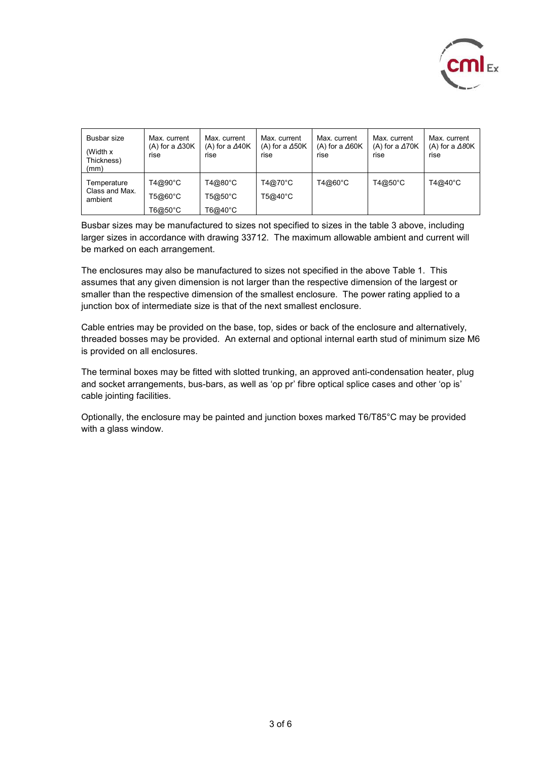| Busbar size<br>(Width x Thickness) (mm) | Max. current (A) for a $\Delta$30K rise | Max. current (A) for a $\Delta$40K rise | Max. current (A) for a $\Delta$50K rise | Max. current (A) for a $\Delta$60K rise | Max. current (A) for a $\Delta$70K rise | Max. current (A) for a $\Delta$80K rise |
|---|---|---|---|---|---|---|
| Temperature Class and Max. ambient | T4@90°C<br>T5@60°C<br>T6@50°C | T4@80°C<br>T5@50°C<br>T6@40°C | T4@70°C<br>T5@40°C | T4@60°C | T4@50°C | T4@40°C |

Busbar sizes may be manufactured to sizes not specified to sizes in the table 3 above, including larger sizes in accordance with drawing 33712. The maximum allowable ambient and current will be marked on each arrangement.

The enclosures may also be manufactured to sizes not specified in the above Table 1. This assumes that any given dimension is not larger than the respective dimension of the largest or smaller than the respective dimension of the smallest enclosure. The power rating applied to a junction box of intermediate size is that of the next smallest enclosure.

Cable entries may be provided on the base, top, sides or back of the enclosure and alternatively, threaded bosses may be provided. An external and optional internal earth stud of minimum size M6 is provided on all enclosures.

The terminal boxes may be fitted with slotted trunking, an approved anti-condensation heater, plug and socket arrangements, bus-bars, as well as 'op pr' fibre optical splice cases and other 'op is' cable jointing facilities.

Optionally, the enclosure may be painted and junction boxes marked T6/T85°C may be provided with a glass window.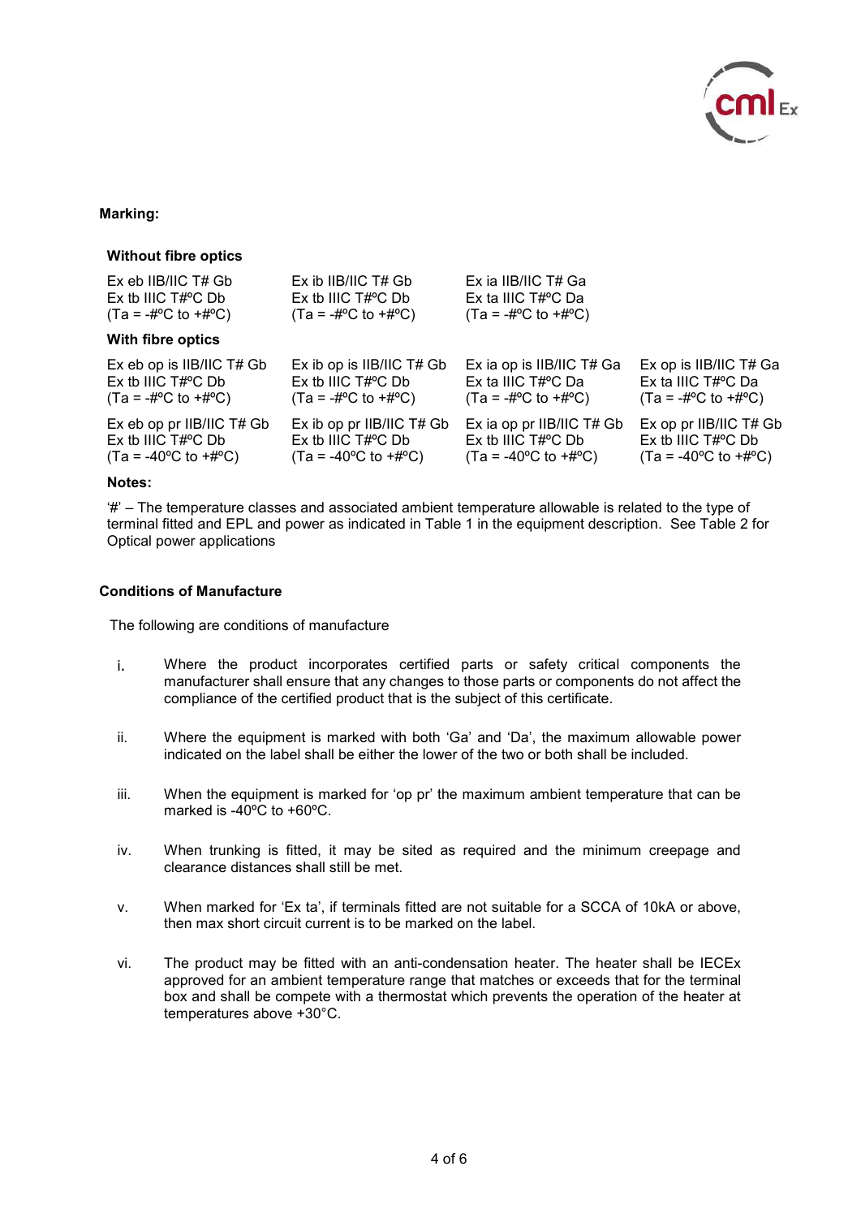**Marking:**

**Without fibre optics**

| | | |
|---|---|---|
| Ex eb IIB/IIC T# Gb<br>Ex tb IIIC T#ºC Db<br>(Ta = -#ºC to +#ºC) | Ex ib IIB/IIC T# Gb<br>Ex tb IIIC T#ºC Db<br>(Ta = -#ºC to +#ºC) | Ex ia IIB/IIC T# Ga<br>Ex ta IIIC T#ºC Da<br>(Ta = -#ºC to +#ºC) |

**With fibre optics**

| | | | |
|---|---|---|---|
| Ex eb op is IIB/IIC T# Gb<br>Ex tb IIIC T#ºC Db<br>(Ta = -#ºC to +#ºC) | Ex ib op is IIB/IIC T# Gb<br>Ex tb IIIC T#ºC Db<br>(Ta = -#ºC to +#ºC) | Ex ia op is IIB/IIC T# Ga<br>Ex ta IIIC T#ºC Da<br>(Ta = -#ºC to +#ºC) | Ex op is IIB/IIC T# Ga<br>Ex ta IIIC T#ºC Da<br>(Ta = -#ºC to +#ºC) |
| Ex eb op pr IIB/IIC T# Gb<br>Ex tb IIIC T#ºC Db<br>(Ta = -40ºC to +#ºC) | Ex ib op pr IIB/IIC T# Gb<br>Ex tb IIIC T#ºC Db<br>(Ta = -40ºC to +#ºC) | Ex ia op pr IIB/IIC T# Gb<br>Ex tb IIIC T#ºC Db<br>(Ta = -40ºC to +#ºC) | Ex op pr IIB/IIC T# Gb<br>Ex tb IIIC T#ºC Db<br>(Ta = -40ºC to +#ºC) |

**Notes:**

'#' – The temperature classes and associated ambient temperature allowable is related to the type of terminal fitted and EPL and power as indicated in Table 1 in the equipment description. See Table 2 for Optical power applications

**Conditions of Manufacture**

The following are conditions of manufacture

i. Where the product incorporates certified parts or safety critical components the manufacturer shall ensure that any changes to those parts or components do not affect the compliance of the certified product that is the subject of this certificate.

ii. Where the equipment is marked with both 'Ga' and 'Da', the maximum allowable power indicated on the label shall be either the lower of the two or both shall be included.

iii. When the equipment is marked for 'op pr' the maximum ambient temperature that can be marked is -40ºC to +60ºC.

iv. When trunking is fitted, it may be sited as required and the minimum creepage and clearance distances shall still be met.

v. When marked for 'Ex ta', if terminals fitted are not suitable for a SCCA of 10kA or above, then max short circuit current is to be marked on the label.

vi. The product may be fitted with an anti-condensation heater. The heater shall be IECEx approved for an ambient temperature range that matches or exceeds that for the terminal box and shall be compete with a thermostat which prevents the operation of the heater at temperatures above +30°C.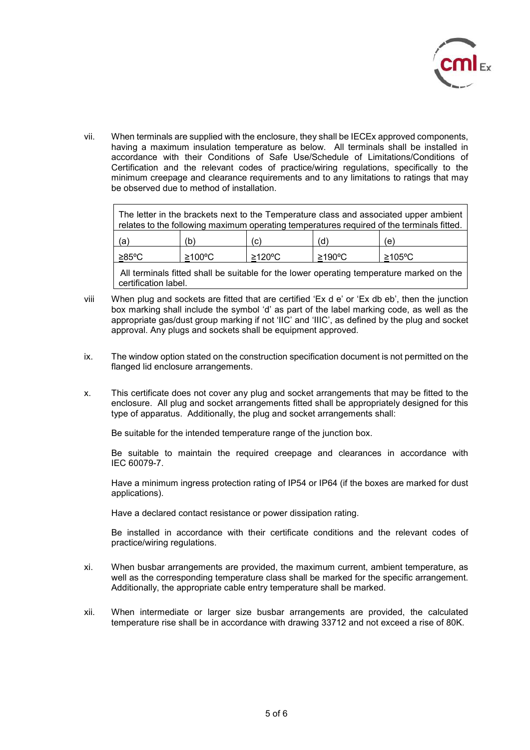vii. When terminals are supplied with the enclosure, they shall be IECEx approved components, having a maximum insulation temperature as below. All terminals shall be installed in accordance with their Conditions of Safe Use/Schedule of Limitations/Conditions of Certification and the relevant codes of practice/wiring regulations, specifically to the minimum creepage and clearance requirements and to any limitations to ratings that may be observed due to method of installation.

| The letter in the brackets next to the Temperature class and associated upper ambient relates to the following maximum operating temperatures required of the terminals fitted. | | | | |
|---|---|---|---|---|
| (a) | (b) | (c) | (d) | (e) |
| ≥85ºC | ≥100ºC | ≥120ºC | ≥190ºC | ≥105ºC |
| All terminals fitted shall be suitable for the lower operating temperature marked on the certification label. | | | | |

viii When plug and sockets are fitted that are certified 'Ex d e' or 'Ex db eb', then the junction box marking shall include the symbol 'd' as part of the label marking code, as well as the appropriate gas/dust group marking if not 'IIC' and 'IIIC', as defined by the plug and socket approval. Any plugs and sockets shall be equipment approved.

ix. The window option stated on the construction specification document is not permitted on the flanged lid enclosure arrangements.

x. This certificate does not cover any plug and socket arrangements that may be fitted to the enclosure. All plug and socket arrangements fitted shall be appropriately designed for this type of apparatus. Additionally, the plug and socket arrangements shall:

Be suitable for the intended temperature range of the junction box.

Be suitable to maintain the required creepage and clearances in accordance with IEC 60079-7.

Have a minimum ingress protection rating of IP54 or IP64 (if the boxes are marked for dust applications).

Have a declared contact resistance or power dissipation rating.

Be installed in accordance with their certificate conditions and the relevant codes of practice/wiring regulations.

xi. When busbar arrangements are provided, the maximum current, ambient temperature, as well as the corresponding temperature class shall be marked for the specific arrangement. Additionally, the appropriate cable entry temperature shall be marked.

xii. When intermediate or larger size busbar arrangements are provided, the calculated temperature rise shall be in accordance with drawing 33712 and not exceed a rise of 80K.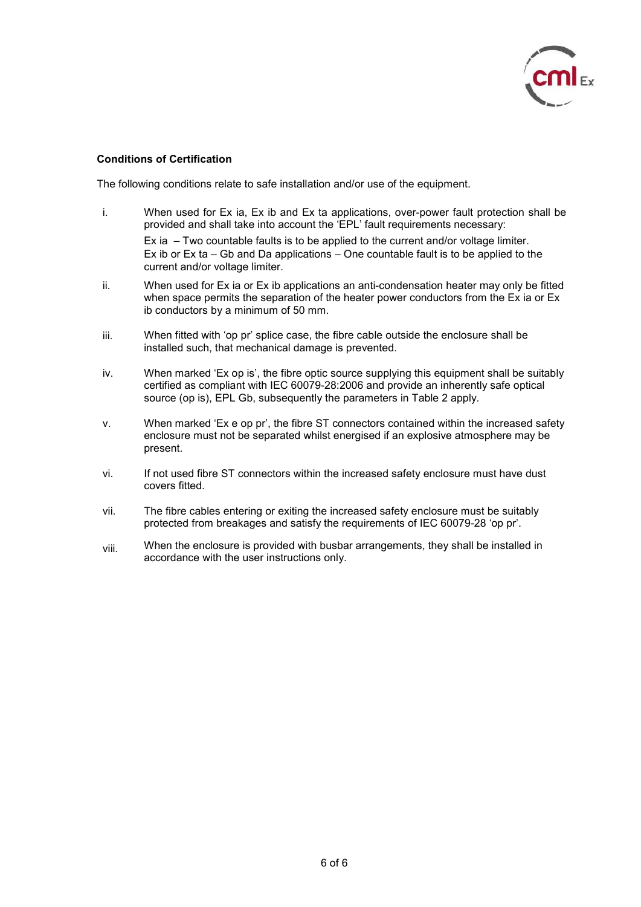**Conditions of Certification**

The following conditions relate to safe installation and/or use of the equipment.

i. When used for Ex ia, Ex ib and Ex ta applications, over-power fault protection shall be provided and shall take into account the 'EPL' fault requirements necessary:

   Ex ia – Two countable faults is to be applied to the current and/or voltage limiter.
   Ex ib or Ex ta – Gb and Da applications – One countable fault is to be applied to the current and/or voltage limiter.

ii. When used for Ex ia or Ex ib applications an anti-condensation heater may only be fitted when space permits the separation of the heater power conductors from the Ex ia or Ex ib conductors by a minimum of 50 mm.

iii. When fitted with 'op pr' splice case, the fibre cable outside the enclosure shall be installed such, that mechanical damage is prevented.

iv. When marked 'Ex op is', the fibre optic source supplying this equipment shall be suitably certified as compliant with IEC 60079-28:2006 and provide an inherently safe optical source (op is), EPL Gb, subsequently the parameters in Table 2 apply.

v. When marked 'Ex e op pr', the fibre ST connectors contained within the increased safety enclosure must not be separated whilst energised if an explosive atmosphere may be present.

vi. If not used fibre ST connectors within the increased safety enclosure must have dust covers fitted.

vii. The fibre cables entering or exiting the increased safety enclosure must be suitably protected from breakages and satisfy the requirements of IEC 60079-28 'op pr'.

viii. When the enclosure is provided with busbar arrangements, they shall be installed in accordance with the user instructions only.